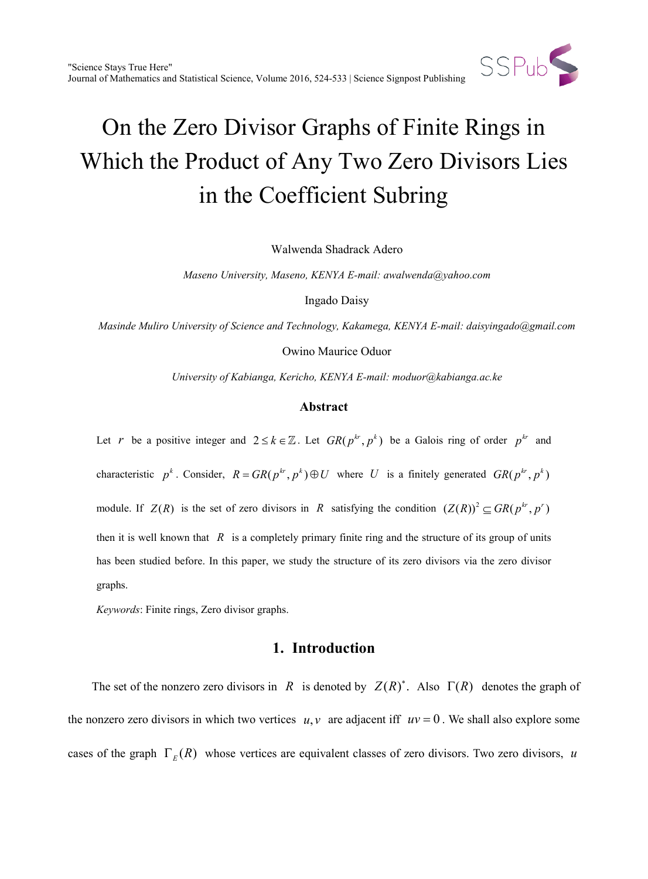# On the Zero Divisor Graphs of Finite Rings in Which the Product of Any Two Zero Divisors Lies in the Coefficient Subring

Walwenda Shadrack Adero

*Maseno University, Maseno, KENYA E-mail: awalwenda@yahoo.com*

Ingado Daisy

*Masinde Muliro University of Science and Technology, Kakamega, KENYA E-mail: daisyingado@gmail.com*

Owino Maurice Oduor

*University of Kabianga, Kericho, KENYA E-mail: moduor@kabianga.ac.ke*

### Abstract

Let $r$ be a positive integer and $2 \leq k \in \mathbb{Z}$. Let $GR(p^{kr}, p^k)$ be a Galois ring of order $p^{kr}$ and characteristic $p^k$. Consider, $R = GR(p^{kr}, p^k) \oplus U$ where $U$ is a finitely generated $GR(p^{kr}, p^k)$ module. If $Z(R)$ is the set of zero divisors in $R$ satisfying the condition $(Z(R))^2 \subseteq GR(p^{kr}, p^r)$ then it is well known that $R$ is a completely primary finite ring and the structure of its group of units has been studied before. In this paper, we study the structure of its zero divisors via the zero divisor graphs.

*Keywords*: Finite rings, Zero divisor graphs.

## 1. Introduction

The set of the nonzero zero divisors in $R$ is denoted by $Z(R)^*$. Also $\Gamma(R)$ denotes the graph of the nonzero zero divisors in which two vertices $u, v$ are adjacent iff $uv = 0$. We shall also explore some cases of the graph $\Gamma_E(R)$ whose vertices are equivalent classes of zero divisors. Two zero divisors, $u$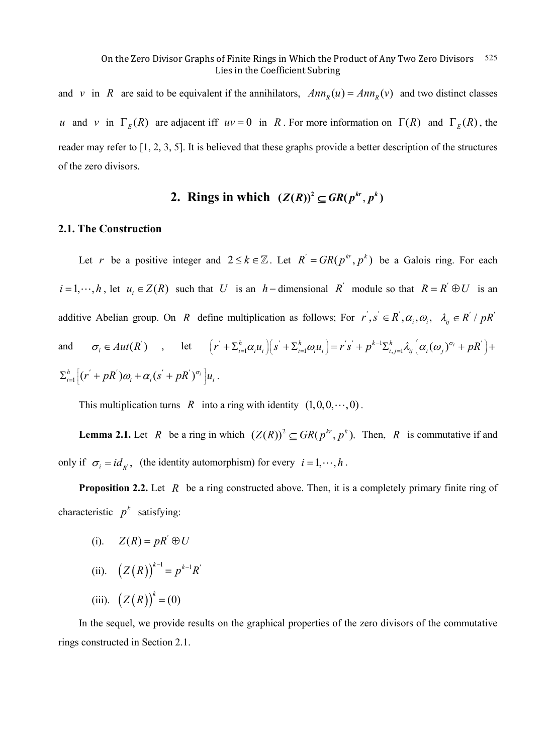and $v$ in $R$ are said to be equivalent if the annihilators, $Ann_R(u) = Ann_R(v)$ and two distinct classes $u$ and $v$ in $\Gamma_E(R)$ are adjacent iff $uv = 0$ in $R$. For more information on $\Gamma(R)$ and $\Gamma_E(R)$, the reader may refer to [1, 2, 3, 5]. It is believed that these graphs provide a better description of the structures of the zero divisors.

## 2. Rings in which $(Z(R))^2 \subseteq GR(p^{kr}, p^k)$

### 2.1. The Construction

Let $r$ be a positive integer and $2 \leq k \in \mathbb{Z}$. Let $R' = GR(p^{kr}, p^k)$ be a Galois ring. For each $i = 1, \cdots, h$, let $u_i \in Z(R)$ such that $U$ is an $h-$dimensional $R'$ module so that $R = R' \oplus U$ is an additive Abelian group. On $R$ define multiplication as follows; For $r', s' \in R', \alpha_i, \omega_i, \ \lambda_{ij} \in R'/pR'$ and $\sigma_i \in Aut(R')$, let $\left(r' + \Sigma_{i=1}^{h} \alpha_i u_i\right)\left(s' + \Sigma_{i=1}^{h} \omega_i u_i\right) = r's' + p^{k-1}\Sigma_{i,j=1}^{h} \lambda_{ij}\left(\alpha_i (\omega_j)^{\sigma_i} + pR'\right) + \Sigma_{i=1}^{h}\left[(r' + pR')\omega_i + \alpha_i (s' + pR')^{\sigma_i}\right]u_i$.

This multiplication turns $R$ into a ring with identity $(1, 0, 0, \cdots, 0)$.

**Lemma 2.1.** Let $R$ be a ring in which $(Z(R))^2 \subseteq GR(p^{kr}, p^k)$. Then, $R$ is commutative if and only if $\sigma_i = id_{R'}$, (the identity automorphism) for every $i = 1, \cdots, h$.

**Proposition 2.2.** Let $R$ be a ring constructed above. Then, it is a completely primary finite ring of characteristic $p^k$ satisfying:

(i). $Z(R) = pR' \oplus U$

(ii). $\left(Z(R)\right)^{k-1} = p^{k-1}R'$

(iii). $\left(Z(R)\right)^{k} = (0)$

In the sequel, we provide results on the graphical properties of the zero divisors of the commutative rings constructed in Section 2.1.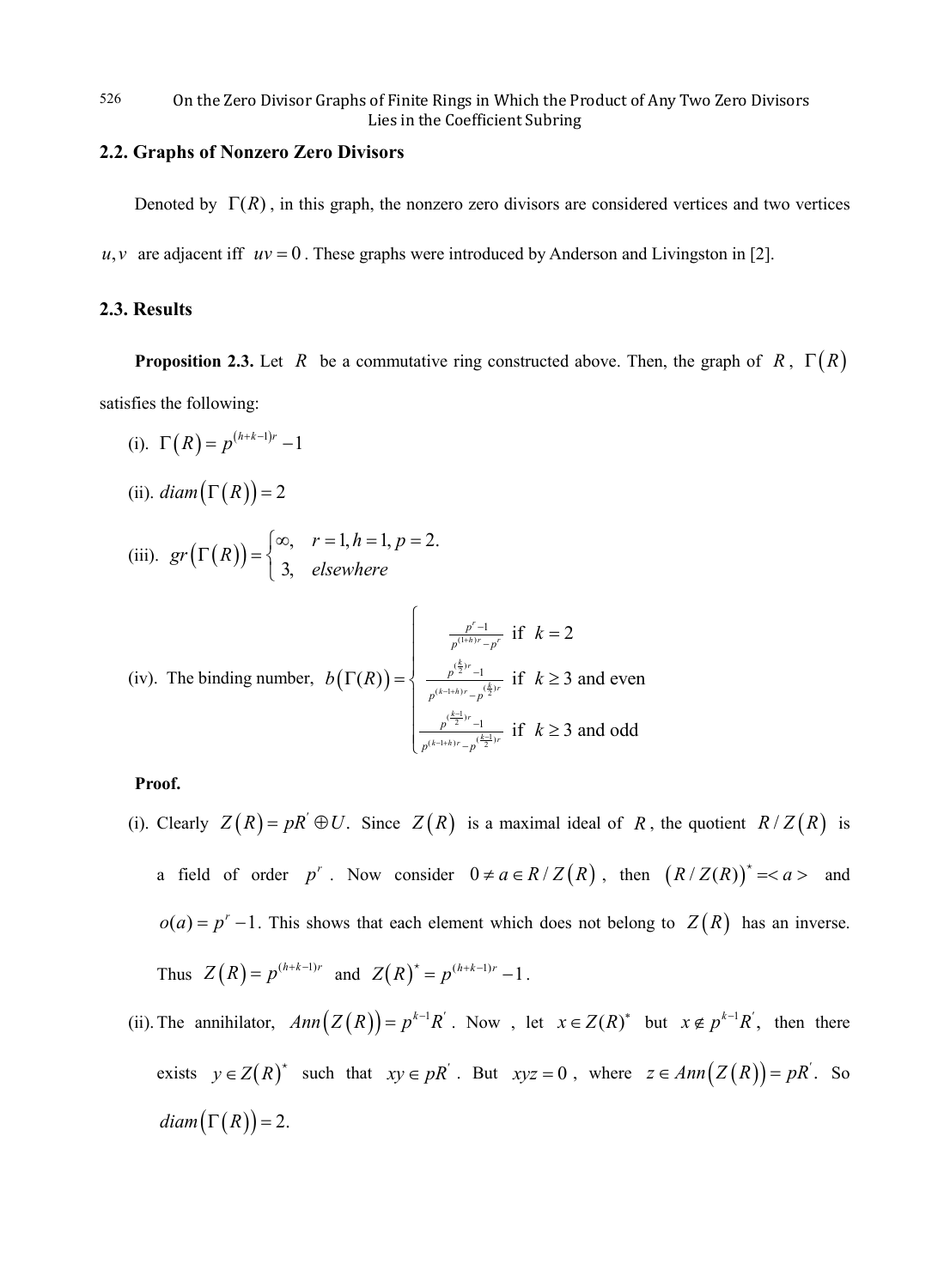## 2.2. Graphs of Nonzero Zero Divisors

Denoted by $\Gamma(R)$, in this graph, the nonzero zero divisors are considered vertices and two vertices $u, v$ are adjacent iff $uv = 0$. These graphs were introduced by Anderson and Livingston in [2].

## 2.3. Results

**Proposition 2.3.** Let $R$ be a commutative ring constructed above. Then, the graph of $R$, $\Gamma(R)$ satisfies the following:

(i). $\Gamma(R) = p^{(h+k-1)r} - 1$

(ii). $diam(\Gamma(R)) = 2$

(iii). $gr(\Gamma(R)) = \begin{cases} \infty, & r = 1, h = 1, p = 2. \\ 3, & elsewhere \end{cases}$

(iv). The binding number, $b(\Gamma(R)) = \begin{cases} \frac{p^r - 1}{p^{(1+h)r} - p^r} & \text{if } k = 2 \\ \frac{p^{(\frac{k}{2})r} - 1}{p^{(k-1+h)r} - p^{(\frac{k}{2})r}} & \text{if } k \geq 3 \text{ and even} \\ \frac{p^{(\frac{k-1}{2})r} - 1}{p^{(k-1+h)r} - p^{(\frac{k-1}{2})r}} & \text{if } k \geq 3 \text{ and odd} \end{cases}$

**Proof.**

(i). Clearly $Z(R) = pR' \oplus U$. Since $Z(R)$ is a maximal ideal of $R$, the quotient $R/Z(R)$ is a field of order $p^r$. Now consider $0 \neq a \in R/Z(R)$, then $(R/Z(R))^* = \langle a \rangle$ and $o(a) = p^r - 1$. This shows that each element which does not belong to $Z(R)$ has an inverse. Thus $Z(R) = p^{(h+k-1)r}$ and $Z(R)^* = p^{(h+k-1)r} - 1$.

(ii). The annihilator, $Ann(Z(R)) = p^{k-1}R'$. Now, let $x \in Z(R)^*$ but $x \notin p^{k-1}R'$, then there exists $y \in Z(R)^*$ such that $xy \in pR'$. But $xyz = 0$, where $z \in Ann(Z(R)) = pR'$. So $diam(\Gamma(R)) = 2$.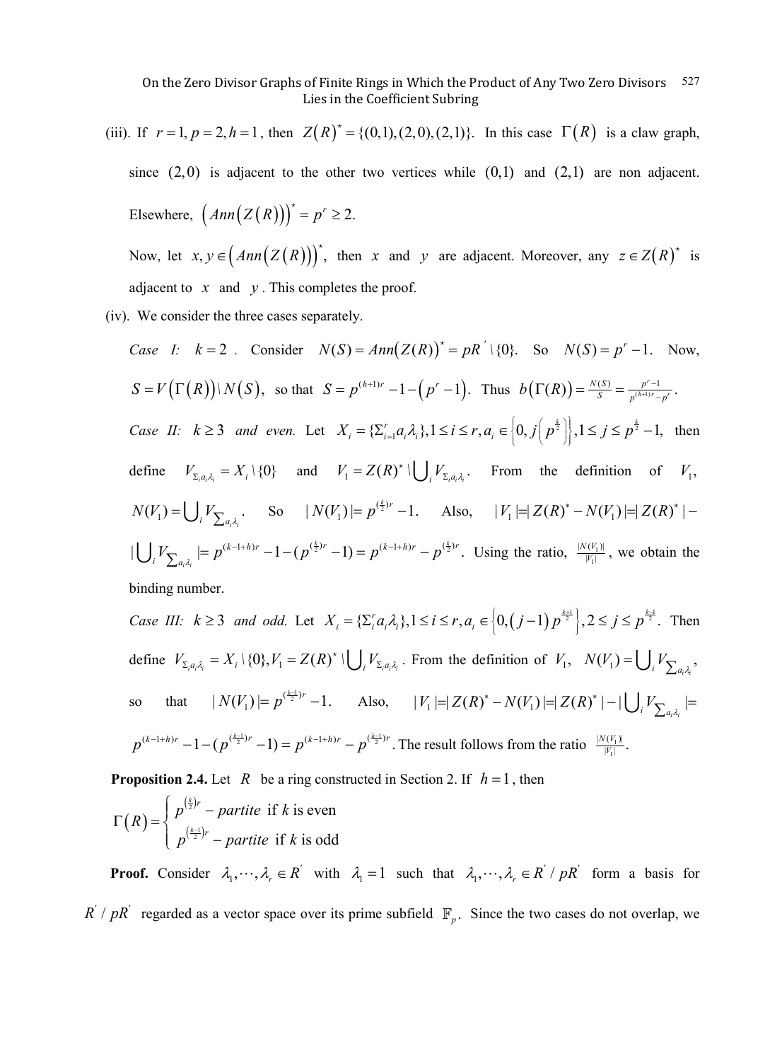(iii). If $r=1, p=2, h=1$, then $Z(R)^{*}=\{(0,1),(2,0),(2,1)\}$. In this case $\Gamma(R)$ is a claw graph, since $(2,0)$ is adjacent to the other two vertices while $(0,1)$ and $(2,1)$ are non adjacent. Elsewhere, $\left(Ann\left(Z\left(R\right)\right)\right)^{*}=p^{r}\geq 2.$

Now, let $x, y\in\left(Ann\left(Z\left(R\right)\right)\right)^{*}$, then $x$ and $y$ are adjacent. Moreover, any $z\in Z\left(R\right)^{*}$ is adjacent to $x$ and $y$. This completes the proof.

(iv). We consider the three cases separately.

*Case I:* $k=2$. Consider $N(S)=Ann\left(Z(R)\right)^{*}=pR^{'}\setminus\{0\}$. So $N(S)=p^{r}-1$. Now, $S=V\left(\Gamma\left(R\right)\right)\setminus N\left(S\right)$, so that $S=p^{(h+1)r}-1-\left(p^{r}-1\right)$. Thus $b\left(\Gamma(R)\right)=\frac{N(S)}{S}=\frac{p^{r}-1}{p^{(h+1)r}-p^{r}}$.

*Case II:* $k\geq 3$ *and even.* Let $X_i=\{\Sigma_{i=1}^{r}a_i\lambda_i\}, 1\leq i\leq r, a_i\in\left\{0, j\left(p^{\frac{k}{2}}\right)\right\}, 1\leq j\leq p^{\frac{k}{2}}-1,$ then define $V_{\Sigma_i a_i\lambda_i}=X_i\setminus\{0\}$ and $V_1=Z(R)^{*}\setminus\bigcup_i V_{\Sigma_i a_i\lambda_i}$. From the definition of $V_1$, $N(V_1)=\bigcup_i V_{\sum a_i\lambda_i}$. So $|N(V_1)|=p^{\left(\frac{k}{2}\right)r}-1$. Also, $|V_1|=|Z(R)^{*}-N(V_1)|=|Z(R)^{*}|-|\bigcup_i V_{\sum a_i\lambda_i}|=p^{(k-1+h)r}-1-(p^{\left(\frac{k}{2}\right)r}-1)=p^{(k-1+h)r}-p^{\left(\frac{k}{2}\right)r}$. Using the ratio, $\frac{|N(V_1)|}{|V_1|}$, we obtain the binding number.

*Case III:* $k\geq 3$ *and odd.* Let $X_i=\{\Sigma_i^{r}a_i\lambda_i\}, 1\leq i\leq r, a_i\in\left\{0,\left(j-1\right)p^{\frac{k+1}{2}}\right\}, 2\leq j\leq p^{\frac{k-1}{2}}$. Then define $V_{\Sigma_i a_i\lambda_i}=X_i\setminus\{0\}, V_1=Z(R)^{*}\setminus\bigcup_i V_{\Sigma_i a_i\lambda_i}$. From the definition of $V_1$, $N(V_1)=\bigcup_i V_{\sum a_i\lambda_i}$, so that $|N(V_1)|=p^{\left(\frac{k-1}{2}\right)r}-1$. Also, $|V_1|=|Z(R)^{*}-N(V_1)|=|Z(R)^{*}|-|\bigcup_i V_{\sum a_i\lambda_i}|=p^{(k-1+h)r}-1-(p^{\left(\frac{k-1}{2}\right)r}-1)=p^{(k-1+h)r}-p^{\left(\frac{k-1}{2}\right)r}$. The result follows from the ratio $\frac{|N(V_1)|}{|V_1|}$.

**Proposition 2.4.** Let $R$ be a ring constructed in Section 2. If $h=1$, then

$$\Gamma\left(R\right)=\begin{cases} p^{\left(\frac{k}{2}\right)r}-partite \text{ if } k \text{ is even} \\ p^{\left(\frac{k-1}{2}\right)r}-partite \text{ if } k \text{ is odd}\end{cases}$$

**Proof.** Consider $\lambda_1,\cdots,\lambda_r\in R^{'}$ with $\lambda_1=1$ such that $\lambda_1,\cdots,\lambda_r\in R^{'}/pR^{'}$ form a basis for $R^{'}/pR^{'}$ regarded as a vector space over its prime subfield $\mathbb{F}_p$. Since the two cases do not overlap, we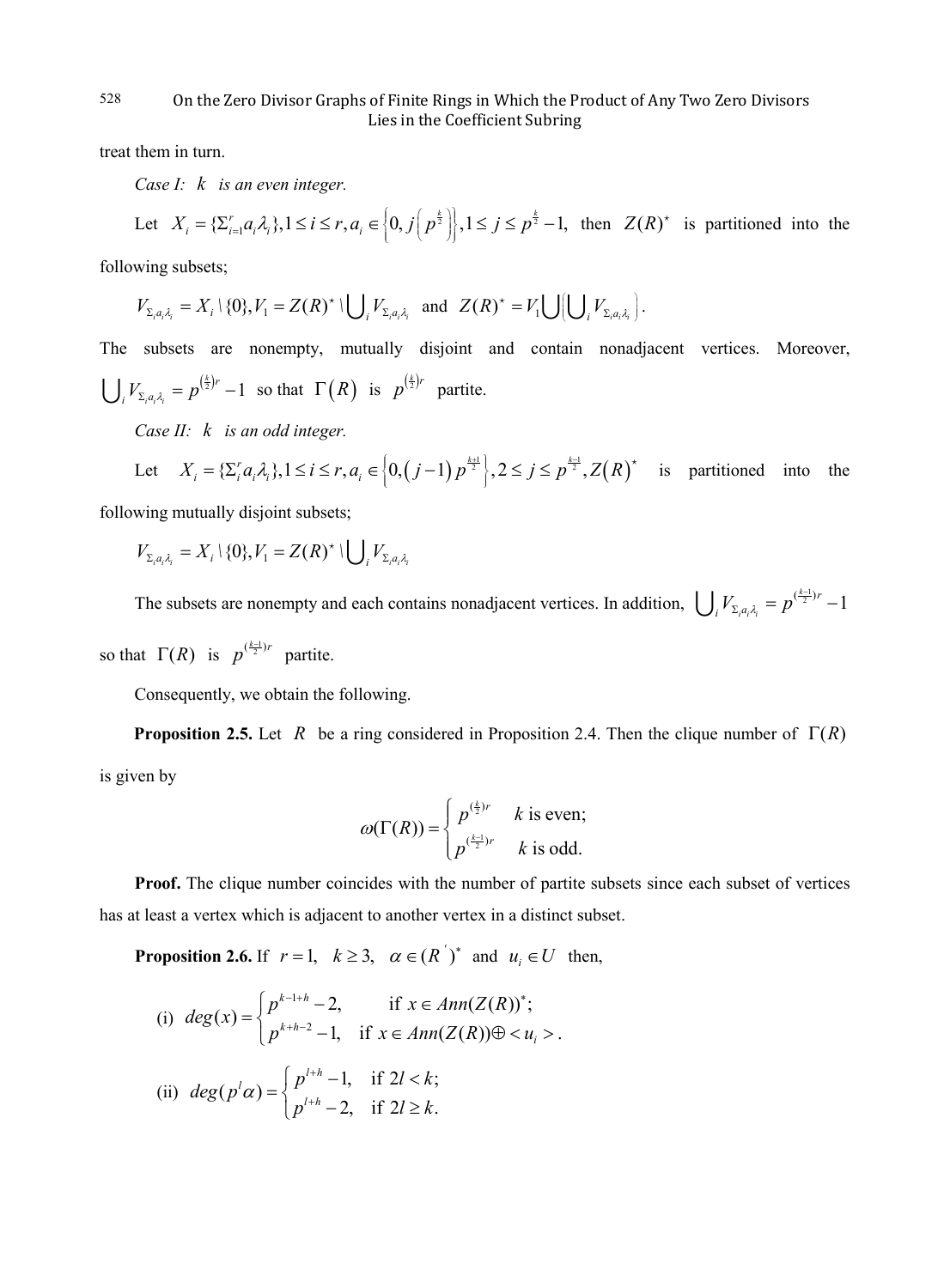treat them in turn.

*Case I: $k$ is an even integer.*

Let $X_i = \{\Sigma_{i=1}^{r} a_i \lambda_i\}, 1 \le i \le r, a_i \in \left\{0, j\left(p^{\frac{k}{2}}\right)\right\}, 1 \le j \le p^{\frac{k}{2}} - 1,$ then $Z(R)^{\star}$ is partitioned into the following subsets;

$$V_{\Sigma_i a_i \lambda_i} = X_i \setminus \{0\}, V_1 = Z(R)^{\star} \setminus \bigcup_i V_{\Sigma_i a_i \lambda_i} \text{ and } Z(R)^{\star} = V_1 \bigcup \left(\bigcup_i V_{\Sigma_i a_i \lambda_i}\right).$$

The subsets are nonempty, mutually disjoint and contain nonadjacent vertices. Moreover, $\bigcup_i V_{\Sigma_i a_i \lambda_i} = p^{\left(\frac{k}{2}\right)r} - 1$ so that $\Gamma(R)$ is $p^{\left(\frac{k}{2}\right)r}$ partite.

*Case II: $k$ is an odd integer.*

Let $X_i = \{\Sigma_i^r a_i \lambda_i\}, 1 \le i \le r, a_i \in \left\{0, (j-1)p^{\frac{k+1}{2}}\right\}, 2 \le j \le p^{\frac{k-1}{2}}, Z(R)^{\star}$ is partitioned into the following mutually disjoint subsets;

$$V_{\Sigma_i a_i \lambda_i} = X_i \setminus \{0\}, V_1 = Z(R)^{\star} \setminus \bigcup_i V_{\Sigma_i a_i \lambda_i}$$

The subsets are nonempty and each contains nonadjacent vertices. In addition, $\bigcup_i V_{\Sigma_i a_i \lambda_i} = p^{(\frac{k-1}{2})r} - 1$ so that $\Gamma(R)$ is $p^{(\frac{k-1}{2})r}$ partite.

Consequently, we obtain the following.

**Proposition 2.5.** Let $R$ be a ring considered in Proposition 2.4. Then the clique number of $\Gamma(R)$ is given by

$$\omega(\Gamma(R)) = \begin{cases} p^{\left(\frac{k}{2}\right)r} & k \text{ is even;} \\ p^{(\frac{k-1}{2})r} & k \text{ is odd.} \end{cases}$$

**Proof.** The clique number coincides with the number of partite subsets since each subset of vertices has at least a vertex which is adjacent to another vertex in a distinct subset.

**Proposition 2.6.** If $r = 1$, $k \ge 3$, $\alpha \in (R^{'})^{*}$ and $u_i \in U$ then,

(i) $deg(x) = \begin{cases} p^{k-1+h} - 2, & \text{if } x \in Ann(Z(R))^{*}; \\ p^{k+h-2} - 1, & \text{if } x \in Ann(Z(R)) \oplus < u_i >. \end{cases}$

(ii) $deg(p^l \alpha) = \begin{cases} p^{l+h} - 1, & \text{if } 2l < k; \\ p^{l+h} - 2, & \text{if } 2l \ge k. \end{cases}$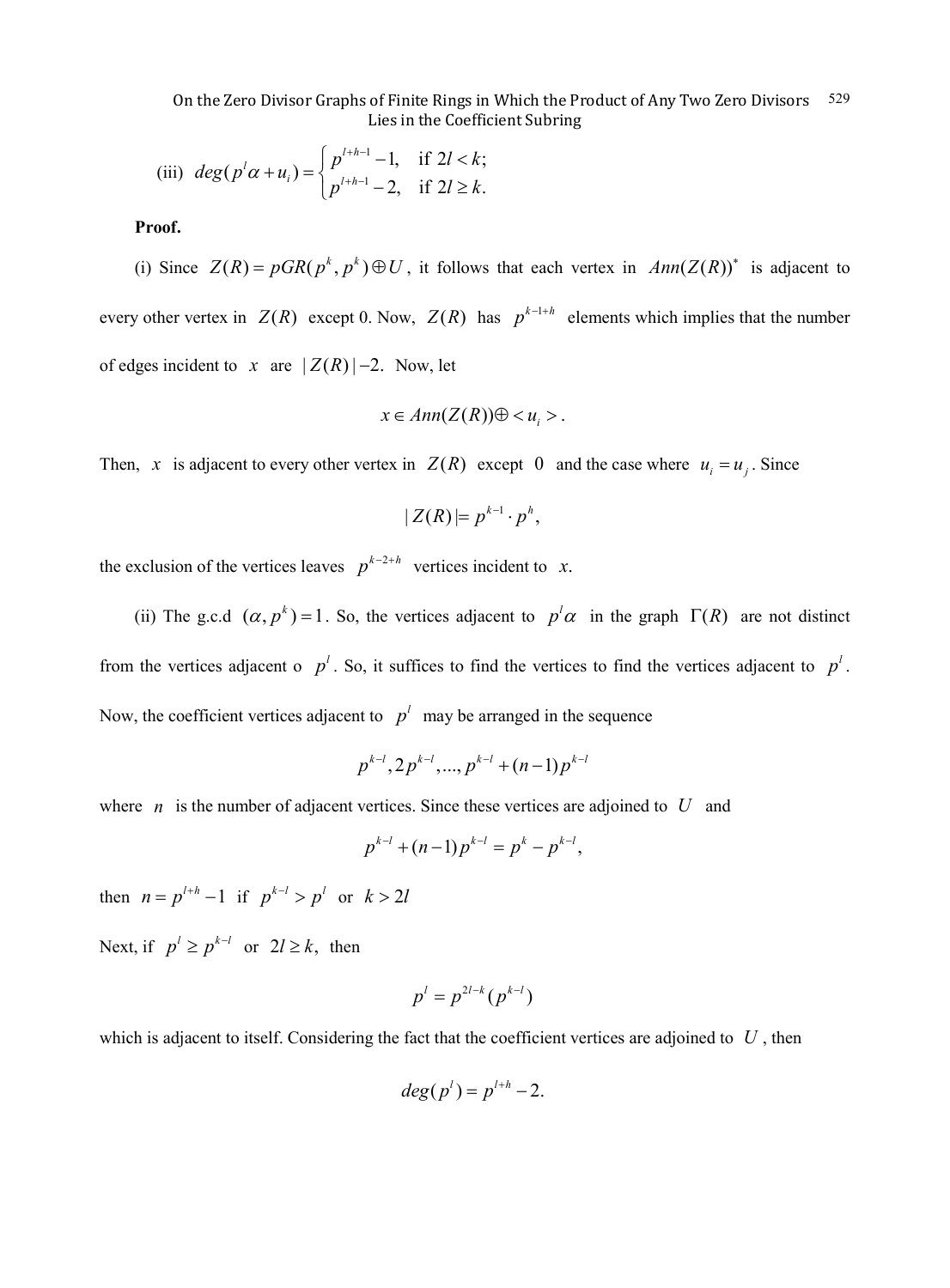(iii) $deg(p^l\alpha + u_i) = \begin{cases} p^{l+h-1} - 1, & \text{if } 2l < k; \\ p^{l+h-1} - 2, & \text{if } 2l \geq k. \end{cases}$

**Proof.**

(i) Since $Z(R) = pGR(p^k, p^k) \oplus U$, it follows that each vertex in $Ann(Z(R))^*$ is adjacent to every other vertex in $Z(R)$ except 0. Now, $Z(R)$ has $p^{k-1+h}$ elements which implies that the number of edges incident to $x$ are $|Z(R)| - 2$. Now, let

$$x \in Ann(Z(R)) \oplus < u_i >.$$

Then, $x$ is adjacent to every other vertex in $Z(R)$ except $0$ and the case where $u_i = u_j$. Since

$$|Z(R)| = p^{k-1} \cdot p^h,$$

the exclusion of the vertices leaves $p^{k-2+h}$ vertices incident to $x$.

(ii) The g.c.d $(\alpha, p^k) = 1$. So, the vertices adjacent to $p^l\alpha$ in the graph $\Gamma(R)$ are not distinct from the vertices adjacent o $p^l$. So, it suffices to find the vertices to find the vertices adjacent to $p^l$. Now, the coefficient vertices adjacent to $p^l$ may be arranged in the sequence

$$p^{k-l}, 2p^{k-l}, ..., p^{k-l} + (n-1)p^{k-l}$$

where $n$ is the number of adjacent vertices. Since these vertices are adjoined to $U$ and

$$p^{k-l} + (n-1)p^{k-l} = p^k - p^{k-l},$$

then $n = p^{l+h} - 1$ if $p^{k-l} > p^l$ or $k > 2l$

Next, if $p^l \geq p^{k-l}$ or $2l \geq k$, then

$$p^l = p^{2l-k}(p^{k-l})$$

which is adjacent to itself. Considering the fact that the coefficient vertices are adjoined to $U$, then

$$deg(p^l) = p^{l+h} - 2.$$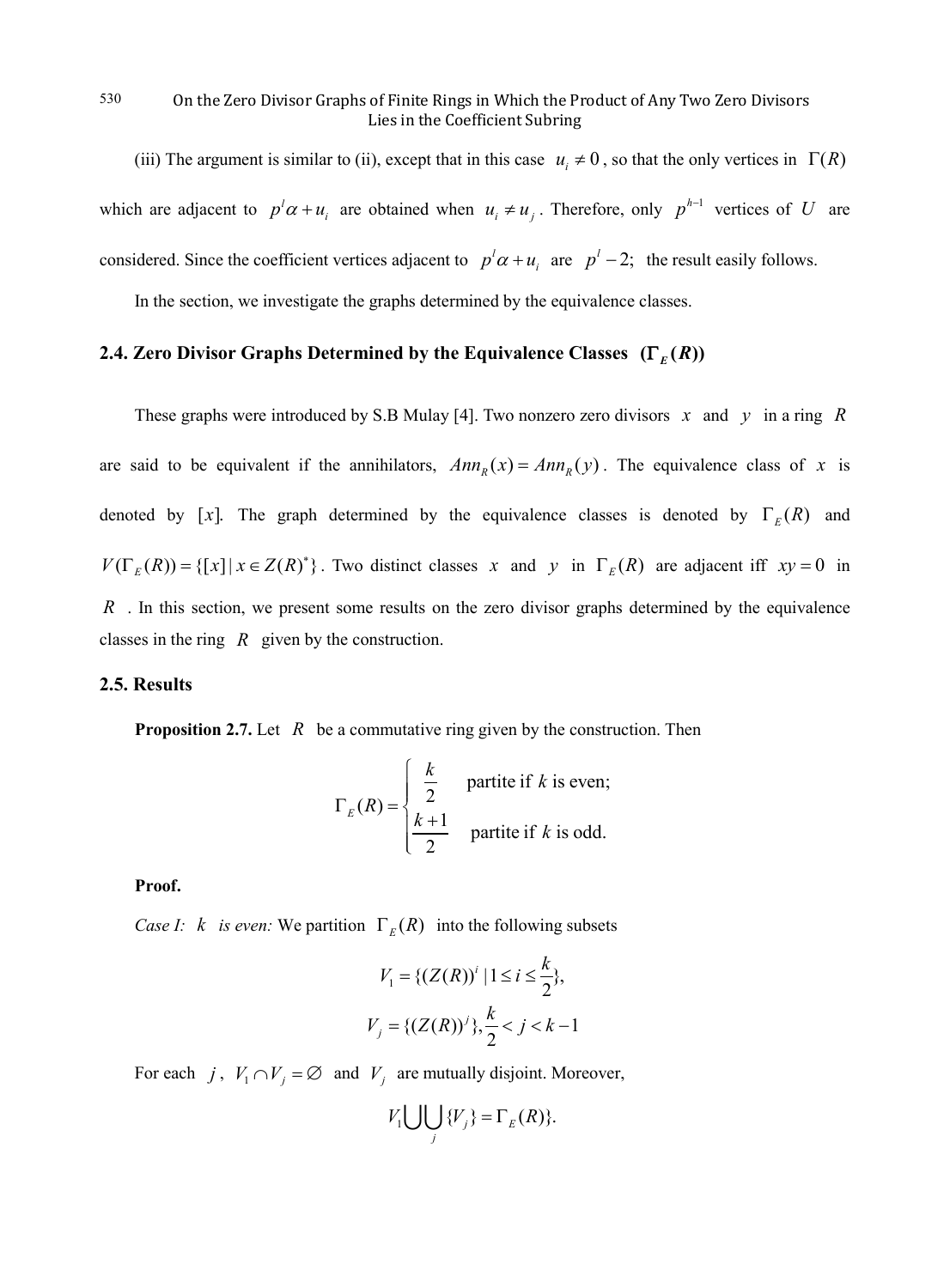(iii) The argument is similar to (ii), except that in this case $u_i \neq 0$, so that the only vertices in $\Gamma(R)$ which are adjacent to $p^l \alpha + u_i$ are obtained when $u_i \neq u_j$. Therefore, only $p^{h-1}$ vertices of $U$ are considered. Since the coefficient vertices adjacent to $p^l \alpha + u_i$ are $p^l - 2;$ the result easily follows.

In the section, we investigate the graphs determined by the equivalence classes.

## 2.4. Zero Divisor Graphs Determined by the Equivalence Classes $(\Gamma_E(R))$

These graphs were introduced by S.B Mulay [4]. Two nonzero zero divisors $x$ and $y$ in a ring $R$ are said to be equivalent if the annihilators, $Ann_R(x) = Ann_R(y)$. The equivalence class of $x$ is denoted by $[x]$. The graph determined by the equivalence classes is denoted by $\Gamma_E(R)$ and $V(\Gamma_E(R)) = \{[x] \mid x \in Z(R)^*\}$. Two distinct classes $x$ and $y$ in $\Gamma_E(R)$ are adjacent iff $xy = 0$ in $R$. In this section, we present some results on the zero divisor graphs determined by the equivalence classes in the ring $R$ given by the construction.

## 2.5. Results

**Proposition 2.7.** Let $R$ be a commutative ring given by the construction. Then

$$\Gamma_E(R) = \begin{cases} \dfrac{k}{2} & \text{partite if } k \text{ is even;} \\ \dfrac{k+1}{2} & \text{partite if } k \text{ is odd.} \end{cases}$$

**Proof.**

*Case I: $k$ is even:* We partition $\Gamma_E(R)$ into the following subsets

$$V_1 = \{(Z(R))^i \mid 1 \leq i \leq \frac{k}{2}\},$$

$$V_j = \{(Z(R))^j\}, \frac{k}{2} < j < k-1$$

For each $j$, $V_1 \cap V_j = \varnothing$ and $V_j$ are mutually disjoint. Moreover,

$$V_1 \bigcup \bigcup_j \{V_j\} = \Gamma_E(R)\}.$$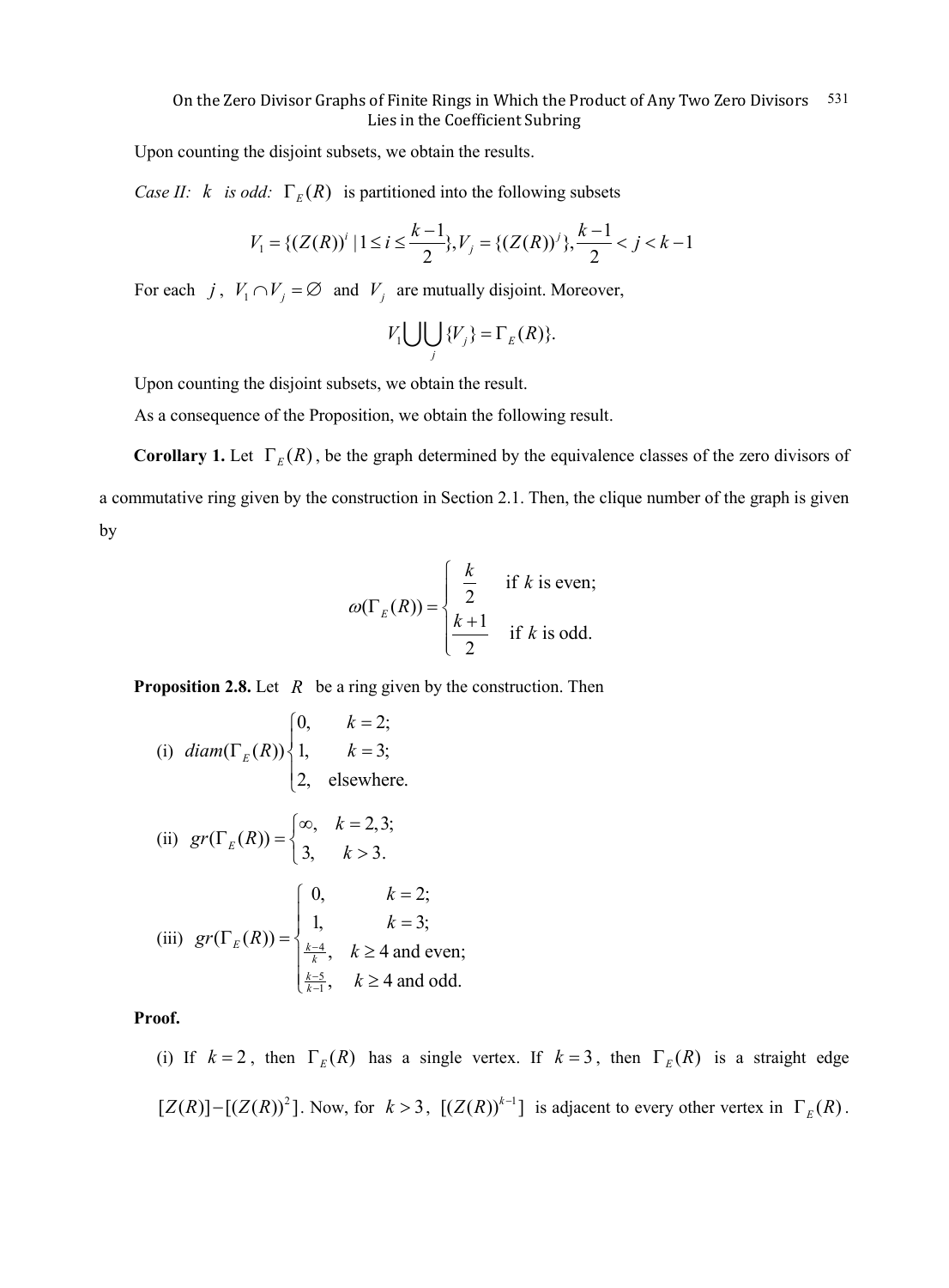Upon counting the disjoint subsets, we obtain the results.

*Case II: $k$ is odd:* $\Gamma_E(R)$ is partitioned into the following subsets

$$V_1 = \{(Z(R))^i \mid 1 \le i \le \frac{k-1}{2}\}, V_j = \{(Z(R))^j\}, \frac{k-1}{2} < j < k-1$$

For each $j$, $V_1 \cap V_j = \varnothing$ and $V_j$ are mutually disjoint. Moreover,

$$V_1 \bigcup \bigcup_j \{V_j\} = \Gamma_E(R)\}.$$

Upon counting the disjoint subsets, we obtain the result.

As a consequence of the Proposition, we obtain the following result.

**Corollary 1.** Let $\Gamma_E(R)$, be the graph determined by the equivalence classes of the zero divisors of a commutative ring given by the construction in Section 2.1. Then, the clique number of the graph is given by

$$\omega(\Gamma_E(R)) = \begin{cases} \frac{k}{2} & \text{if } k \text{ is even;} \\ \frac{k+1}{2} & \text{if } k \text{ is odd.} \end{cases}$$

**Proposition 2.8.** Let $R$ be a ring given by the construction. Then

(i) $diam(\Gamma_E(R)) \begin{cases} 0, & k = 2; \\ 1, & k = 3; \\ 2, & \text{elsewhere.} \end{cases}$

(ii) $gr(\Gamma_E(R)) = \begin{cases} \infty, & k = 2,3; \\ 3, & k > 3. \end{cases}$

(iii) $gr(\Gamma_E(R)) = \begin{cases} 0, & k = 2; \\ 1, & k = 3; \\ \frac{k-4}{k}, & k \ge 4 \text{ and even;} \\ \frac{k-5}{k-1}, & k \ge 4 \text{ and odd.} \end{cases}$

**Proof.**

(i) If $k = 2$, then $\Gamma_E(R)$ has a single vertex. If $k = 3$, then $\Gamma_E(R)$ is a straight edge $[Z(R)] - [(Z(R))^2]$. Now, for $k > 3$, $[(Z(R))^{k-1}]$ is adjacent to every other vertex in $\Gamma_E(R)$.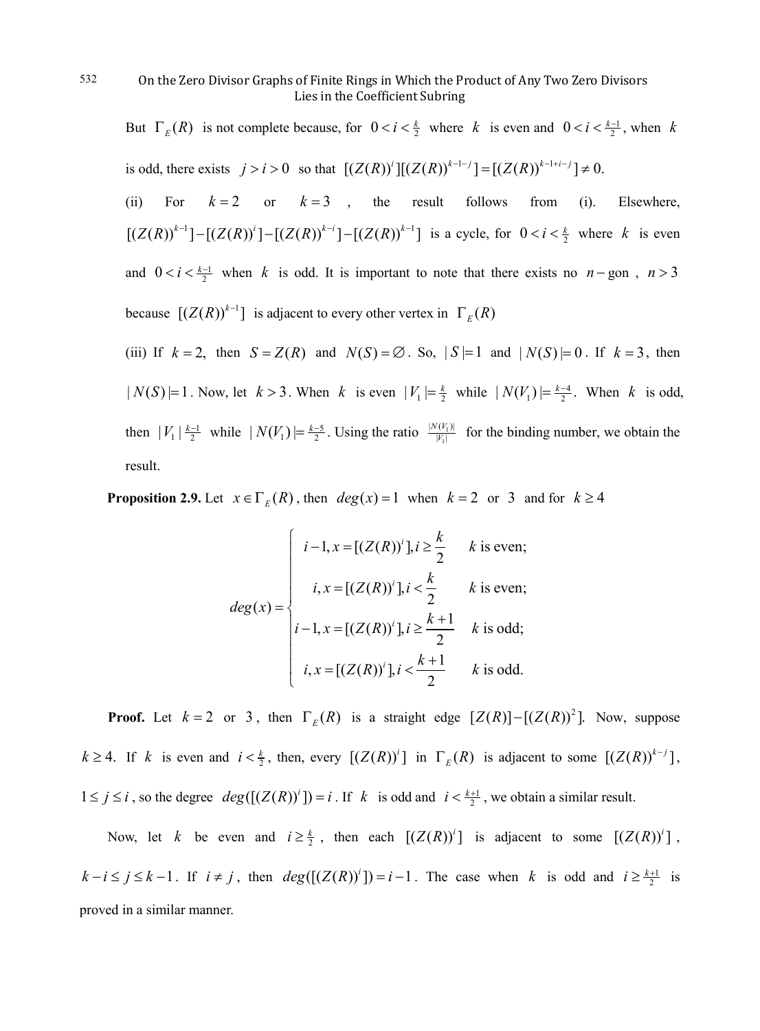But $\Gamma_E(R)$ is not complete because, for $0 < i < \frac{k}{2}$ where $k$ is even and $0 < i < \frac{k-1}{2}$, when $k$ is odd, there exists $j > i > 0$ so that $[(Z(R))^i][(Z(R))^{k-1-j}] = [(Z(R))^{k-1+i-j}] \neq 0.$

(ii) For $k = 2$ or $k = 3$, the result follows from (i). Elsewhere, $[(Z(R))^{k-1}] - [(Z(R))^i] - [(Z(R))^{k-i}] - [(Z(R))^{k-1}]$ is a cycle, for $0 < i < \frac{k}{2}$ where $k$ is even and $0 < i < \frac{k-1}{2}$ when $k$ is odd. It is important to note that there exists no $n-$gon, $n > 3$ because $[(Z(R))^{k-1}]$ is adjacent to every other vertex in $\Gamma_E(R)$

(iii) If $k = 2,$ then $S = Z(R)$ and $N(S) = \varnothing$. So, $|S| = 1$ and $|N(S)| = 0$. If $k = 3$, then $|N(S)| = 1$. Now, let $k > 3$. When $k$ is even $|V_1| = \frac{k}{2}$ while $|N(V_1)| = \frac{k-4}{2}$. When $k$ is odd, then $|V_1| \frac{k-1}{2}$ while $|N(V_1)| = \frac{k-5}{2}$. Using the ratio $\frac{|N(V_1)|}{|V_1|}$ for the binding number, we obtain the result.

**Proposition 2.9.** Let $x \in \Gamma_E(R)$, then $deg(x) = 1$ when $k = 2$ or $3$ and for $k \geq 4$

$$deg(x) = \begin{cases} i-1, x = [(Z(R))^i], i \geq \dfrac{k}{2} & k \text{ is even;} \\ i, x = [(Z(R))^i], i < \dfrac{k}{2} & k \text{ is even;} \\ i-1, x = [(Z(R))^i], i \geq \dfrac{k+1}{2} & k \text{ is odd;} \\ i, x = [(Z(R))^i], i < \dfrac{k+1}{2} & k \text{ is odd.} \end{cases}$$

**Proof.** Let $k = 2$ or $3$, then $\Gamma_E(R)$ is a straight edge $[Z(R)] - [(Z(R))^2]$. Now, suppose $k \geq 4$. If $k$ is even and $i < \frac{k}{2}$, then, every $[(Z(R))^i]$ in $\Gamma_E(R)$ is adjacent to some $[(Z(R))^{k-j}]$, $1 \leq j \leq i$, so the degree $deg([(Z(R))^i]) = i$. If $k$ is odd and $i < \frac{k+1}{2}$, we obtain a similar result.

Now, let $k$ be even and $i \geq \frac{k}{2}$, then each $[(Z(R))^i]$ is adjacent to some $[(Z(R))^j]$, $k-i \leq j \leq k-1$. If $i \neq j$, then $deg([(Z(R))^i]) = i-1$. The case when $k$ is odd and $i \geq \frac{k+1}{2}$ is proved in a similar manner.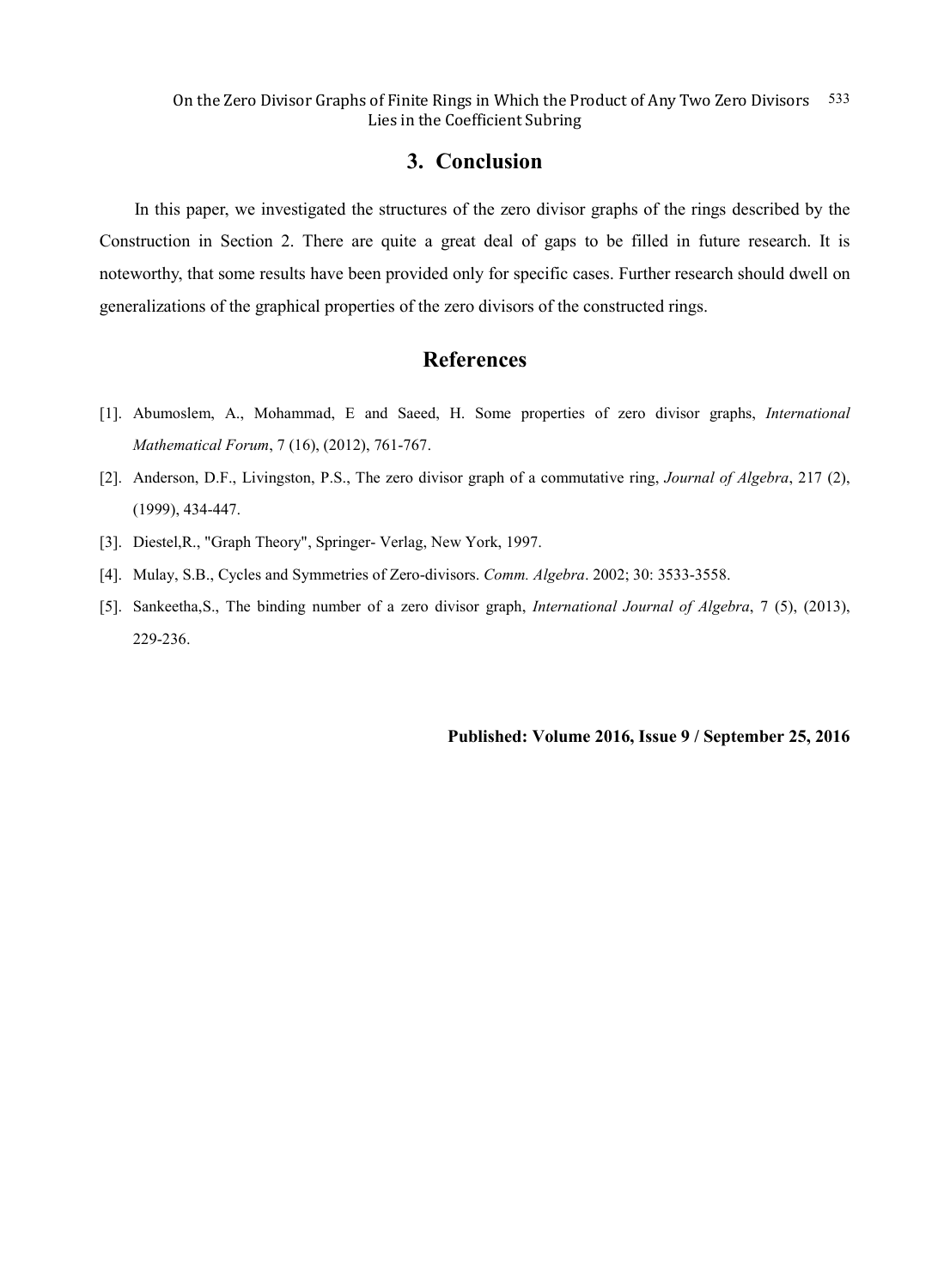## 3. Conclusion

In this paper, we investigated the structures of the zero divisor graphs of the rings described by the Construction in Section 2. There are quite a great deal of gaps to be filled in future research. It is noteworthy, that some results have been provided only for specific cases. Further research should dwell on generalizations of the graphical properties of the zero divisors of the constructed rings.

## References

[1]. Abumoslem, A., Mohammad, E and Saeed, H. Some properties of zero divisor graphs, *International Mathematical Forum*, 7 (16), (2012), 761-767.

[2]. Anderson, D.F., Livingston, P.S., The zero divisor graph of a commutative ring, *Journal of Algebra*, 217 (2), (1999), 434-447.

[3]. Diestel,R., "Graph Theory", Springer- Verlag, New York, 1997.

[4]. Mulay, S.B., Cycles and Symmetries of Zero-divisors. *Comm. Algebra*. 2002; 30: 3533-3558.

[5]. Sankeetha,S., The binding number of a zero divisor graph, *International Journal of Algebra*, 7 (5), (2013), 229-236.

**Published: Volume 2016, Issue 9 / September 25, 2016**